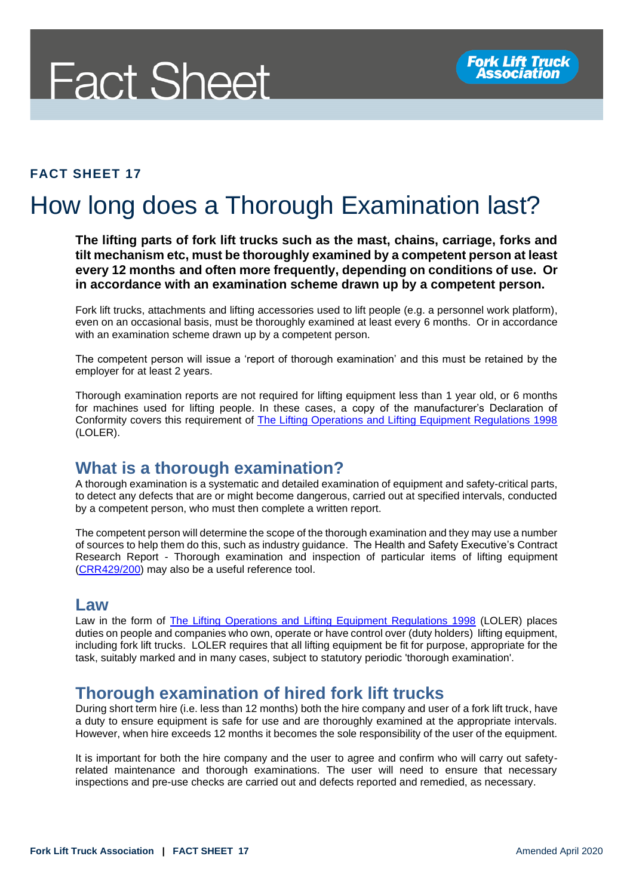# Fact Sheet

**FACT SHEET 17**

# How long does a Thorough Examination last?

**The lifting parts of fork lift trucks such as the mast, chains, carriage, forks and tilt mechanism etc, must be thoroughly examined by a competent person at least every 12 months and often more frequently, depending on conditions of use. Or in accordance with an examination scheme drawn up by a competent person.**

Fork lift trucks, attachments and lifting accessories used to lift people (e.g. a personnel work platform), even on an occasional basis, must be thoroughly examined at least every 6 months. Or in accordance with an examination scheme drawn up by a competent person.

The competent person will issue a 'report of thorough examination' and this must be retained by the employer for at least 2 years.

Thorough examination reports are not required for lifting equipment less than 1 year old, or 6 months for machines used for lifting people. In these cases, a copy of the manufacturer's Declaration of Conformity covers this requirement of The Lifting Operations and Lifting Equipment Regulations 1998 (LOLER).

## What is a thorough examination?

A thorough examination is a systematic and detailed examination of equipment and safety-critical parts, to detect any defects that are or might become dangerous, carried out at specified intervals, conducted by a competent person, who must then complete a written report.

The competent person will determine the scope of the thorough examination and they may use a number of sources to help them do this, such as industry guidance. The Health and Safety Executive's Contract Research Report - Thorough examination and inspection of particular items of lifting equipment (CRR429/200) may also be a useful reference tool.

## Law

Law in the form of The Lifting Operations and Lifting Equipment Regulations 1998 (LOLER) places duties on people and companies who own, operate or have control over (duty holders) lifting equipment, including fork lift trucks. LOLER requires that all lifting equipment be fit for purpose, appropriate for the task, suitably marked and in many cases, subject to statutory periodic 'thorough examination'.

## Thorough examination of hired fork lift trucks

During short term hire (i.e. less than 12 months) both the hire company and user of a fork lift truck, have a duty to ensure equipment is safe for use and are thoroughly examined at the appropriate intervals. However, when hire exceeds 12 months it becomes the sole responsibility of the user of the equipment.

It is important for both the hire company and the user to agree and confirm who will carry out safety-related maintenance and thorough examinations. The user will need to ensure that necessary inspections and pre-use checks are carried out and defects reported and remedied, as necessary.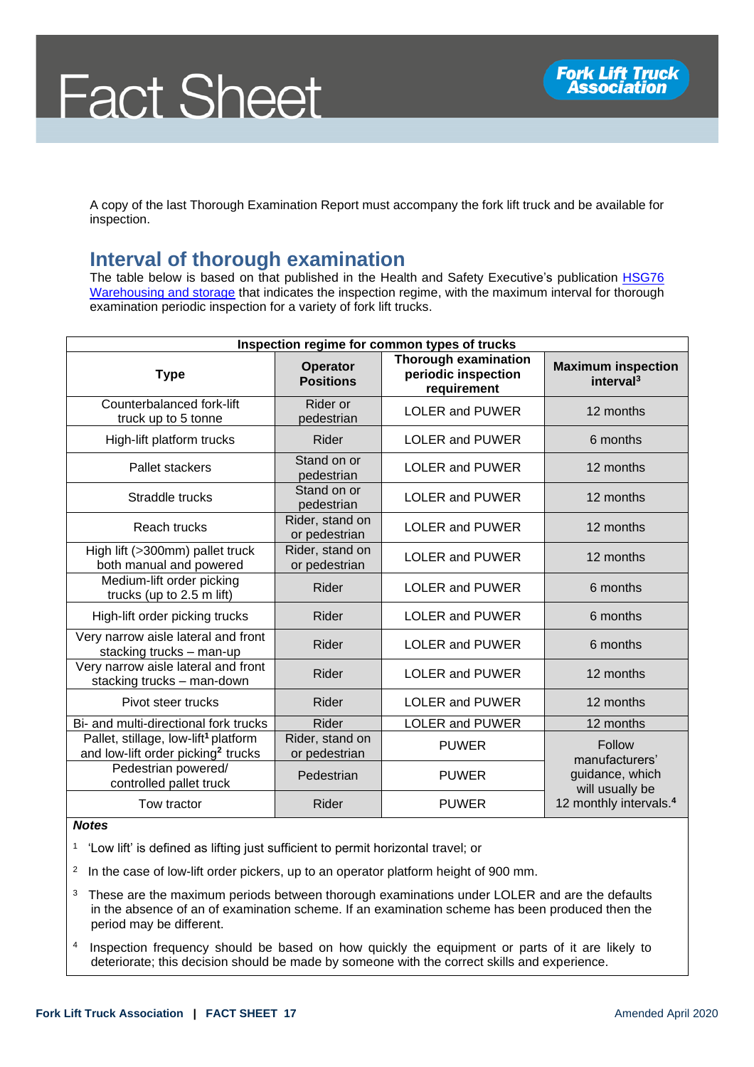A copy of the last Thorough Examination Report must accompany the fork lift truck and be available for inspection.

## Interval of thorough examination

The table below is based on that published in the Health and Safety Executive's publication HSG76 Warehousing and storage that indicates the inspection regime, with the maximum interval for thorough examination periodic inspection for a variety of fork lift trucks.

| Inspection regime for common types of trucks | | | |
|---|---|---|---|
| **Type** | **Operator Positions** | **Thorough examination periodic inspection requirement** | **Maximum inspection interval[3]** |
| Counterbalanced fork-lift truck up to 5 tonne | Rider or pedestrian | LOLER and PUWER | 12 months |
| High-lift platform trucks | Rider | LOLER and PUWER | 6 months |
| Pallet stackers | Stand on or pedestrian | LOLER and PUWER | 12 months |
| Straddle trucks | Stand on or pedestrian | LOLER and PUWER | 12 months |
| Reach trucks | Rider, stand on or pedestrian | LOLER and PUWER | 12 months |
| High lift (>300mm) pallet truck both manual and powered | Rider, stand on or pedestrian | LOLER and PUWER | 12 months |
| Medium-lift order picking trucks (up to 2.5 m lift) | Rider | LOLER and PUWER | 6 months |
| High-lift order picking trucks | Rider | LOLER and PUWER | 6 months |
| Very narrow aisle lateral and front stacking trucks – man-up | Rider | LOLER and PUWER | 6 months |
| Very narrow aisle lateral and front stacking trucks – man-down | Rider | LOLER and PUWER | 12 months |
| Pivot steer trucks | Rider | LOLER and PUWER | 12 months |
| Bi- and multi-directional fork trucks | Rider | LOLER and PUWER | 12 months |
| Pallet, stillage, low-lift[1] platform and low-lift order picking[2] trucks | Rider, stand on or pedestrian | PUWER | Follow manufacturers' guidance, which will usually be 12 monthly intervals.[4] |
| Pedestrian powered/ controlled pallet truck | Pedestrian | PUWER | |
| Tow tractor | Rider | PUWER | |

***Notes***

[1] 'Low lift' is defined as lifting just sufficient to permit horizontal travel; or

[2] In the case of low-lift order pickers, up to an operator platform height of 900 mm.

[3] These are the maximum periods between thorough examinations under LOLER and are the defaults in the absence of an of examination scheme. If an examination scheme has been produced then the period may be different.

[4] Inspection frequency should be based on how quickly the equipment or parts of it are likely to deteriorate; this decision should be made by someone with the correct skills and experience.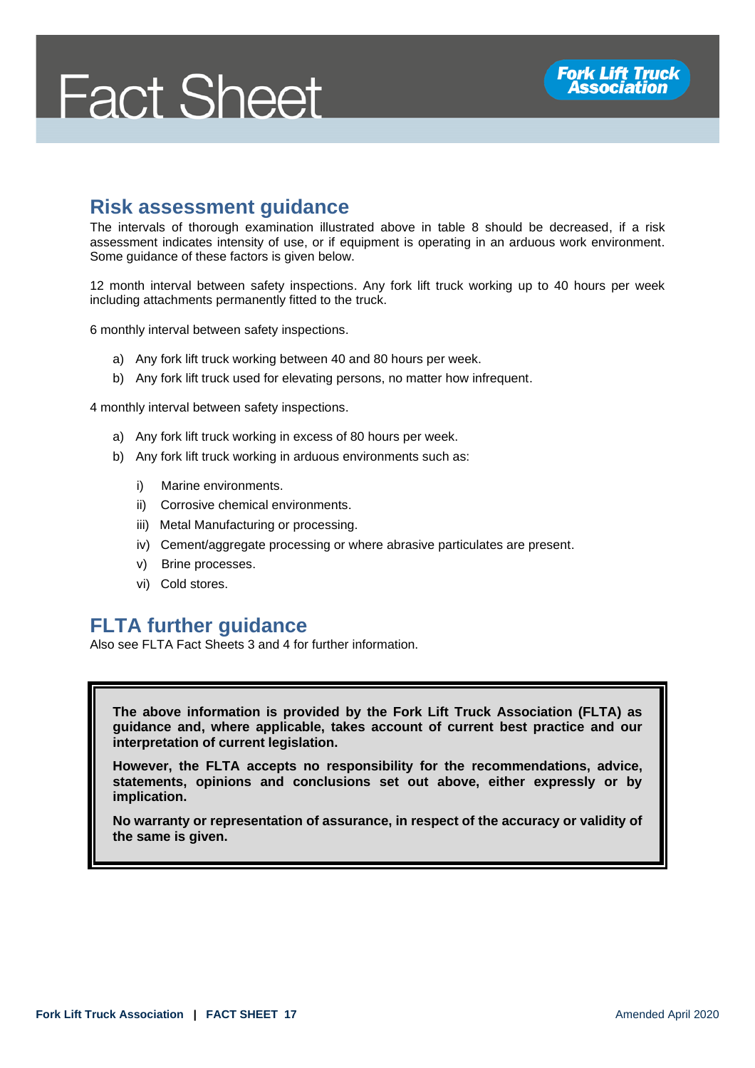## Risk assessment guidance

The intervals of thorough examination illustrated above in table 8 should be decreased, if a risk assessment indicates intensity of use, or if equipment is operating in an arduous work environment. Some guidance of these factors is given below.

12 month interval between safety inspections. Any fork lift truck working up to 40 hours per week including attachments permanently fitted to the truck.

6 monthly interval between safety inspections.

a) Any fork lift truck working between 40 and 80 hours per week.
b) Any fork lift truck used for elevating persons, no matter how infrequent.

4 monthly interval between safety inspections.

a) Any fork lift truck working in excess of 80 hours per week.
b) Any fork lift truck working in arduous environments such as:
   i) Marine environments.
   ii) Corrosive chemical environments.
   iii) Metal Manufacturing or processing.
   iv) Cement/aggregate processing or where abrasive particulates are present.
   v) Brine processes.
   vi) Cold stores.

## FLTA further guidance

Also see FLTA Fact Sheets 3 and 4 for further information.

**The above information is provided by the Fork Lift Truck Association (FLTA) as guidance and, where applicable, takes account of current best practice and our interpretation of current legislation.**

**However, the FLTA accepts no responsibility for the recommendations, advice, statements, opinions and conclusions set out above, either expressly or by implication.**

**No warranty or representation of assurance, in respect of the accuracy or validity of the same is given.**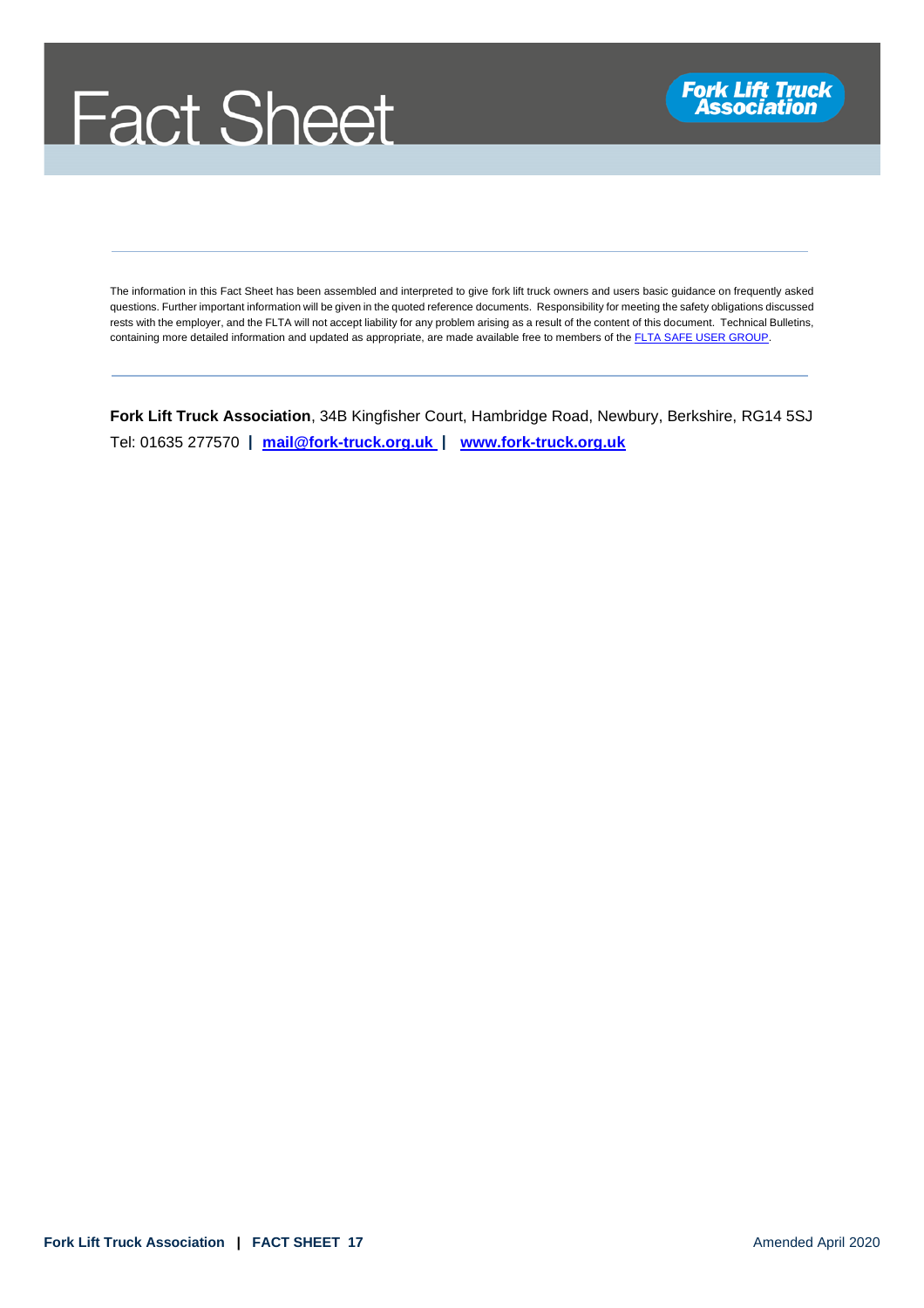# Fact Sheet

Fork Lift Truck Association

---

The information in this Fact Sheet has been assembled and interpreted to give fork lift truck owners and users basic guidance on frequently asked questions. Further important information will be given in the quoted reference documents. Responsibility for meeting the safety obligations discussed rests with the employer, and the FLTA will not accept liability for any problem arising as a result of the content of this document. Technical Bulletins, containing more detailed information and updated as appropriate, are made available free to members of the FLTA SAFE USER GROUP.

---

**Fork Lift Truck Association**, 34B Kingfisher Court, Hambridge Road, Newbury, Berkshire, RG14 5SJ
Tel: 01635 277570 | **mail@fork-truck.org.uk** | **www.fork-truck.org.uk**

**Fork Lift Truck Association | FACT SHEET 17** Amended April 2020